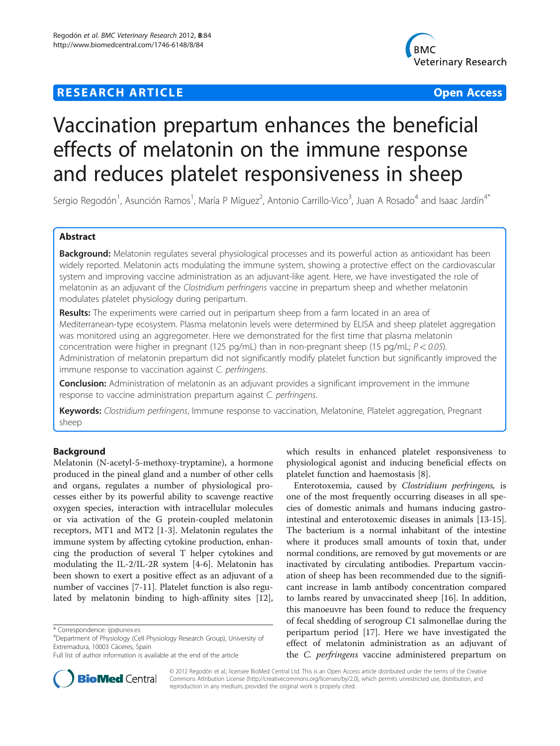**RESEARCH ARTICLE** **Open Access**

# Vaccination prepartum enhances the beneficial effects of melatonin on the immune response and reduces platelet responsiveness in sheep

Sergio Regodón[1], Asunción Ramos[1], María P Míguez[2], Antonio Carrillo-Vico[3], Juan A Rosado[4] and Isaac Jardín[4*]

## Abstract

**Background:** Melatonin regulates several physiological processes and its powerful action as antioxidant has been widely reported. Melatonin acts modulating the immune system, showing a protective effect on the cardiovascular system and improving vaccine administration as an adjuvant-like agent. Here, we have investigated the role of melatonin as an adjuvant of the *Clostridium perfringens* vaccine in prepartum sheep and whether melatonin modulates platelet physiology during peripartum.

**Results:** The experiments were carried out in peripartum sheep from a farm located in an area of Mediterranean-type ecosystem. Plasma melatonin levels were determined by ELISA and sheep platelet aggregation was monitored using an aggregometer. Here we demonstrated for the first time that plasma melatonin concentration were higher in pregnant (125 pg/mL) than in non-pregnant sheep (15 pg/mL; $P < 0.05$). Administration of melatonin prepartum did not significantly modify platelet function but significantly improved the immune response to vaccination against *C. perfringens*.

**Conclusion:** Administration of melatonin as an adjuvant provides a significant improvement in the immune response to vaccine administration prepartum against *C. perfringens*.

**Keywords:** *Clostridium perfringens*, Immune response to vaccination, Melatonine, Platelet aggregation, Pregnant sheep

## Background

Melatonin (N-acetyl-5-methoxy-tryptamine), a hormone produced in the pineal gland and a number of other cells and organs, regulates a number of physiological processes either by its powerful ability to scavenge reactive oxygen species, interaction with intracellular molecules or via activation of the G protein-coupled melatonin receptors, MT1 and MT2 [1-3]. Melatonin regulates the immune system by affecting cytokine production, enhancing the production of several T helper cytokines and modulating the IL-2/IL-2R system [4-6]. Melatonin has been shown to exert a positive effect as an adjuvant of a number of vaccines [7-11]. Platelet function is also regulated by melatonin binding to high-affinity sites [12], which results in enhanced platelet responsiveness to physiological agonist and inducing beneficial effects on platelet function and haemostasis [8].

Enterotoxemia, caused by *Clostridium perfringens,* is one of the most frequently occurring diseases in all species of domestic animals and humans inducing gastrointestinal and enterotoxemic diseases in animals [13-15]. The bacterium is a normal inhabitant of the intestine where it produces small amounts of toxin that, under normal conditions, are removed by gut movements or are inactivated by circulating antibodies. Prepartum vaccination of sheep has been recommended due to the significant increase in lamb antibody concentration compared to lambs reared by unvaccinated sheep [16]. In addition, this manoeuvre has been found to reduce the frequency of fecal shedding of serogroup C1 salmonellae during the peripartum period [17]. Here we have investigated the effect of melatonin administration as an adjuvant of the *C. perfringens* vaccine administered prepartum on

\* Correspondence: ijp@unex.es
[4]Department of Physiology (Cell Physiology Research Group), University of Extremadura, 10003 Cáceres, Spain
Full list of author information is available at the end of the article

© 2012 Regodón et al.; licensee BioMed Central Ltd. This is an Open Access article distributed under the terms of the Creative Commons Attribution License (http://creativecommons.org/licenses/by/2.0), which permits unrestricted use, distribution, and reproduction in any medium, provided the original work is properly cited.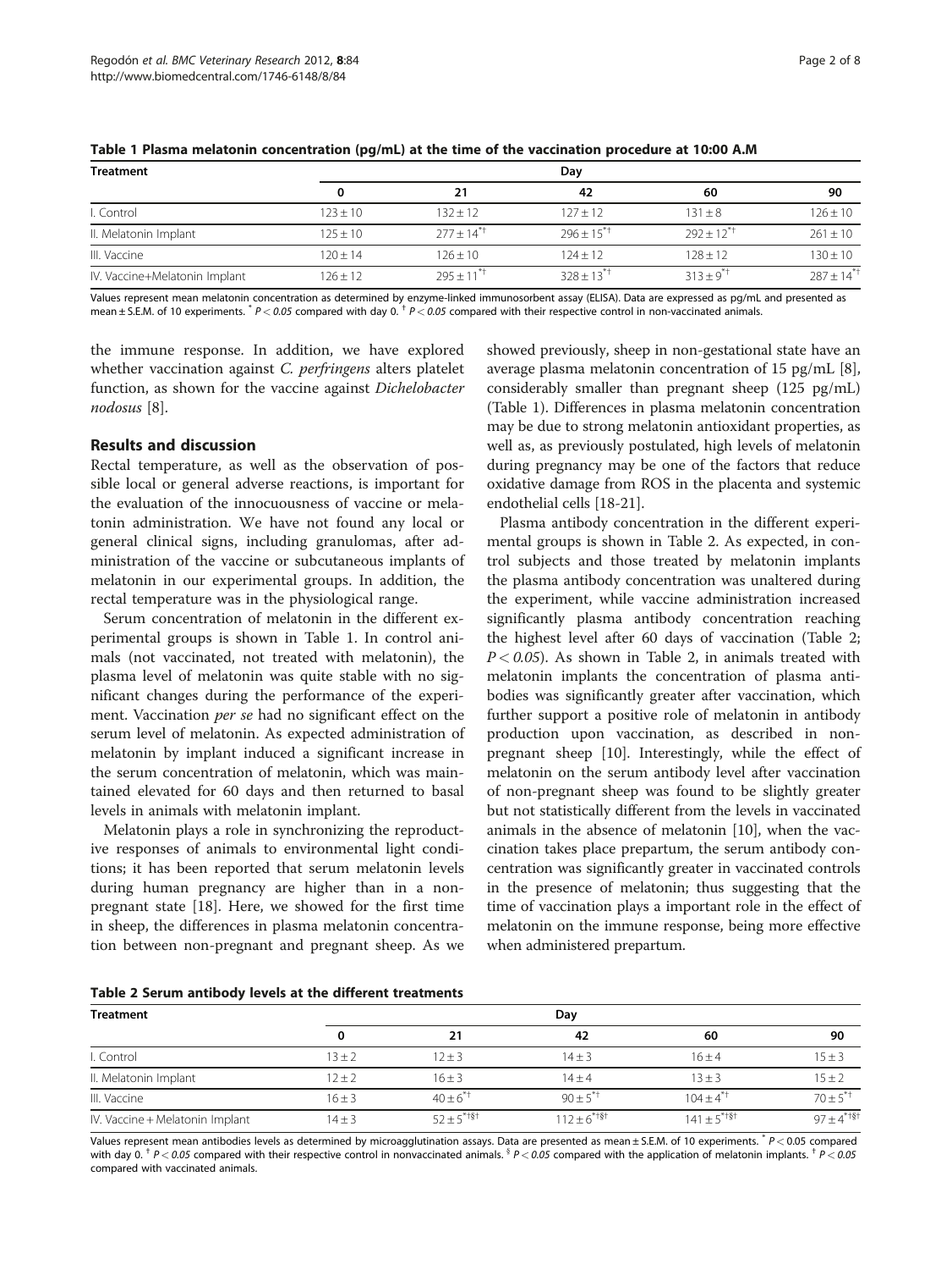**Table 1 Plasma melatonin concentration (pg/mL) at the time of the vaccination procedure at 10:00 A.M**

| Treatment | Day | | | | |
|---|---|---|---|---|---|
| | 0 | 21 | 42 | 60 | 90 |
| I. Control | 123 ± 10 | 132 ± 12 | 127 ± 12 | 131 ± 8 | 126 ± 10 |
| II. Melatonin Implant | 125 ± 10 | 277 ± 14*† | 296 ± 15*† | 292 ± 12*† | 261 ± 10 |
| III. Vaccine | 120 ± 14 | 126 ± 10 | 124 ± 12 | 128 ± 12 | 130 ± 10 |
| IV. Vaccine+Melatonin Implant | 126 ± 12 | 295 ± 11*† | 328 ± 13*† | 313 ± 9*† | 287 ± 14*† |

Values represent mean melatonin concentration as determined by enzyme-linked immunosorbent assay (ELISA). Data are expressed as pg/mL and presented as mean ± S.E.M. of 10 experiments. * $P < 0.05$ compared with day 0. † $P < 0.05$ compared with their respective control in non-vaccinated animals.

the immune response. In addition, we have explored whether vaccination against *C. perfringens* alters platelet function, as shown for the vaccine against *Dichelobacter nodosus* [8].

## Results and discussion

Rectal temperature, as well as the observation of possible local or general adverse reactions, is important for the evaluation of the innocuousness of vaccine or melatonin administration. We have not found any local or general clinical signs, including granulomas, after administration of the vaccine or subcutaneous implants of melatonin in our experimental groups. In addition, the rectal temperature was in the physiological range.

Serum concentration of melatonin in the different experimental groups is shown in Table 1. In control animals (not vaccinated, not treated with melatonin), the plasma level of melatonin was quite stable with no significant changes during the performance of the experiment. Vaccination *per se* had no significant effect on the serum level of melatonin. As expected administration of melatonin by implant induced a significant increase in the serum concentration of melatonin, which was maintained elevated for 60 days and then returned to basal levels in animals with melatonin implant.

Melatonin plays a role in synchronizing the reproductive responses of animals to environmental light conditions; it has been reported that serum melatonin levels during human pregnancy are higher than in a non-pregnant state [18]. Here, we showed for the first time in sheep, the differences in plasma melatonin concentration between non-pregnant and pregnant sheep. As we showed previously, sheep in non-gestational state have an average plasma melatonin concentration of 15 pg/mL [8], considerably smaller than pregnant sheep (125 pg/mL) (Table 1). Differences in plasma melatonin concentration may be due to strong melatonin antioxidant properties, as well as, as previously postulated, high levels of melatonin during pregnancy may be one of the factors that reduce oxidative damage from ROS in the placenta and systemic endothelial cells [18-21].

Plasma antibody concentration in the different experimental groups is shown in Table 2. As expected, in control subjects and those treated by melatonin implants the plasma antibody concentration was unaltered during the experiment, while vaccine administration increased significantly plasma antibody concentration reaching the highest level after 60 days of vaccination (Table 2; $P < 0.05$). As shown in Table 2, in animals treated with melatonin implants the concentration of plasma antibodies was significantly greater after vaccination, which further support a positive role of melatonin in antibody production upon vaccination, as described in non-pregnant sheep [10]. Interestingly, while the effect of melatonin on the serum antibody level after vaccination of non-pregnant sheep was found to be slightly greater but not statistically different from the levels in vaccinated animals in the absence of melatonin [10], when the vaccination takes place prepartum, the serum antibody concentration was significantly greater in vaccinated controls in the presence of melatonin; thus suggesting that the time of vaccination plays a important role in the effect of melatonin on the immune response, being more effective when administered prepartum.

**Table 2 Serum antibody levels at the different treatments**

| Treatment | Day | | | | |
|---|---|---|---|---|---|
| | 0 | 21 | 42 | 60 | 90 |
| I. Control | 13 ± 2 | 12 ± 3 | 14 ± 3 | 16 ± 4 | 15 ± 3 |
| II. Melatonin Implant | 12 ± 2 | 16 ± 3 | 14 ± 4 | 13 ± 3 | 15 ± 2 |
| III. Vaccine | 16 ± 3 | 40 ± 6*† | 90 ± 5*† | 104 ± 4*† | 70 ± 5*† |
| IV. Vaccine + Melatonin Implant | 14 ± 3 | 52 ± 5*†§† | 112 ± 6*†§† | 141 ± 5*†§† | 97 ± 4*†§† |

Values represent mean antibodies levels as determined by microagglutination assays. Data are presented as mean ± S.E.M. of 10 experiments. * $P < 0.05$ compared with day 0. † $P < 0.05$ compared with their respective control in nonvaccinated animals. § $P < 0.05$ compared with the application of melatonin implants. † $P < 0.05$ compared with vaccinated animals.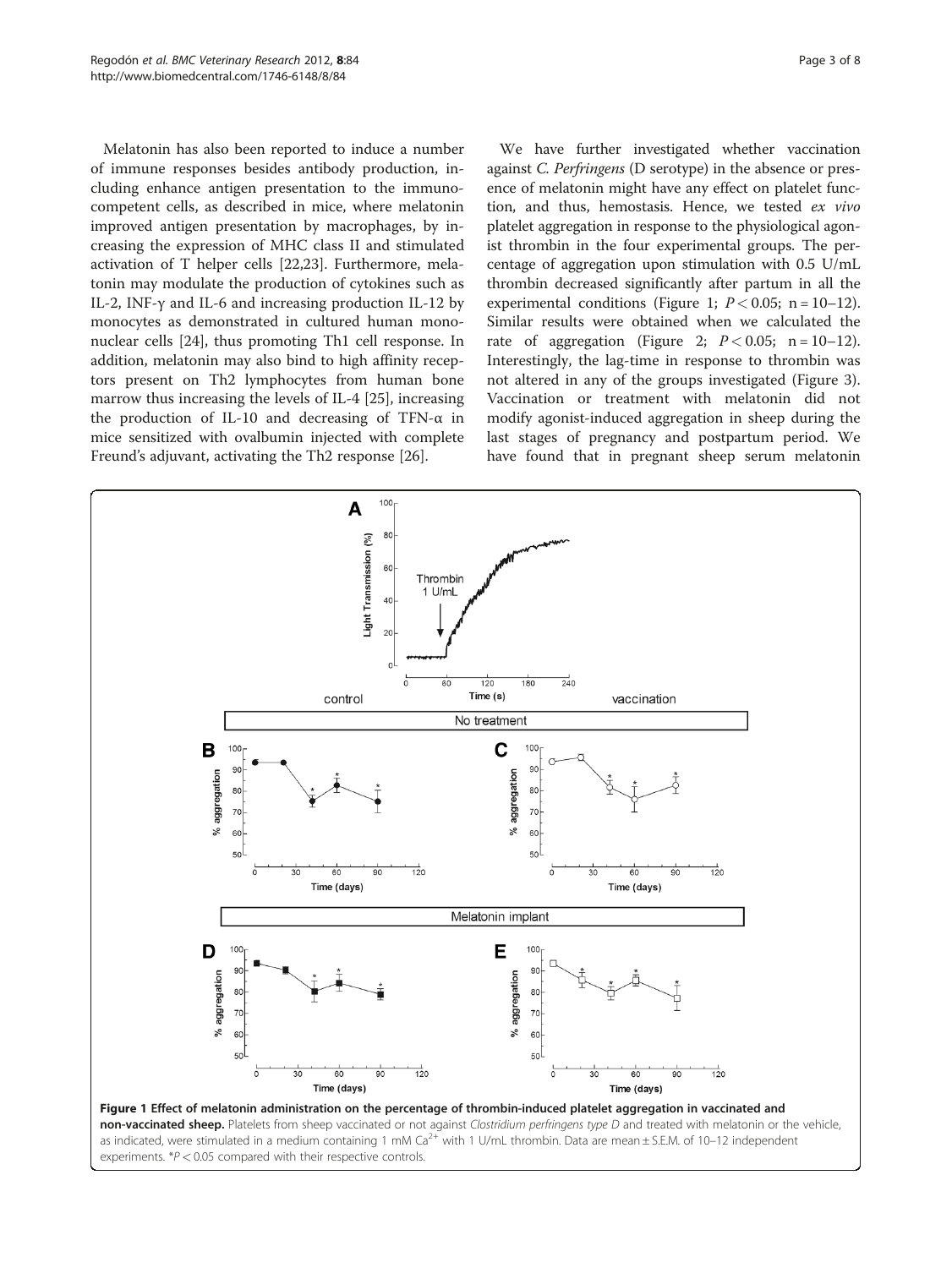Melatonin has also been reported to induce a number of immune responses besides antibody production, including enhance antigen presentation to the immunocompetent cells, as described in mice, where melatonin improved antigen presentation by macrophages, by increasing the expression of MHC class II and stimulated activation of T helper cells [22,23]. Furthermore, melatonin may modulate the production of cytokines such as IL-2, INF-γ and IL-6 and increasing production IL-12 by monocytes as demonstrated in cultured human mononuclear cells [24], thus promoting Th1 cell response. In addition, melatonin may also bind to high affinity receptors present on Th2 lymphocytes from human bone marrow thus increasing the levels of IL-4 [25], increasing the production of IL-10 and decreasing of TFN-α in mice sensitized with ovalbumin injected with complete Freund's adjuvant, activating the Th2 response [26].

We have further investigated whether vaccination against *C. Perfringens* (D serotype) in the absence or presence of melatonin might have any effect on platelet function, and thus, hemostasis. Hence, we tested *ex vivo* platelet aggregation in response to the physiological agonist thrombin in the four experimental groups. The percentage of aggregation upon stimulation with 0.5 U/mL thrombin decreased significantly after partum in all the experimental conditions (Figure 1; $P < 0.05$; n = 10–12). Similar results were obtained when we calculated the rate of aggregation (Figure 2; $P < 0.05$; n = 10–12). Interestingly, the lag-time in response to thrombin was not altered in any of the groups investigated (Figure 3). Vaccination or treatment with melatonin did not modify agonist-induced aggregation in sheep during the last stages of pregnancy and postpartum period. We have found that in pregnant sheep serum melatonin

**Figure 1 Effect of melatonin administration on the percentage of thrombin-induced platelet aggregation in vaccinated and non-vaccinated sheep.** Platelets from sheep vaccinated or not against *Clostridium perfringens type D* and treated with melatonin or the vehicle, as indicated, were stimulated in a medium containing 1 mM $Ca^{2+}$ with 1 U/mL thrombin. Data are mean ± S.E.M. of 10–12 independent experiments. *$P < 0.05$ compared with their respective controls.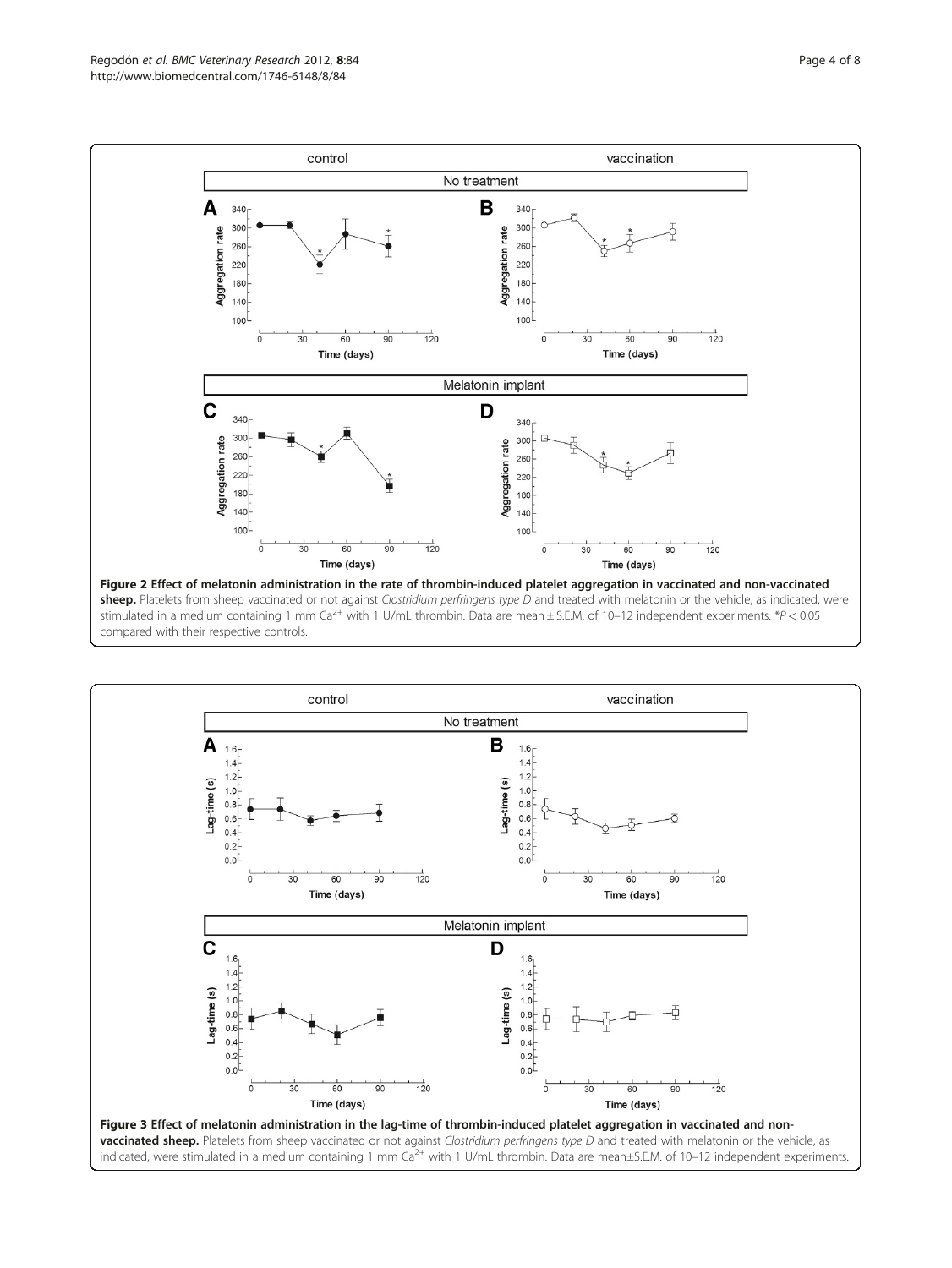**Figure 2 Effect of melatonin administration in the rate of thrombin-induced platelet aggregation in vaccinated and non-vaccinated sheep.** Platelets from sheep vaccinated or not against *Clostridium perfringens type D* and treated with melatonin or the vehicle, as indicated, were stimulated in a medium containing 1 mm $Ca^{2+}$ with 1 U/mL thrombin. Data are mean ± S.E.M. of 10–12 independent experiments. *$P < 0.05$ compared with their respective controls.

**Figure 3 Effect of melatonin administration in the lag-time of thrombin-induced platelet aggregation in vaccinated and non-vaccinated sheep.** Platelets from sheep vaccinated or not against *Clostridium perfringens type D* and treated with melatonin or the vehicle, as indicated, were stimulated in a medium containing 1 mm $Ca^{2+}$ with 1 U/mL thrombin. Data are mean±S.E.M. of 10–12 independent experiments.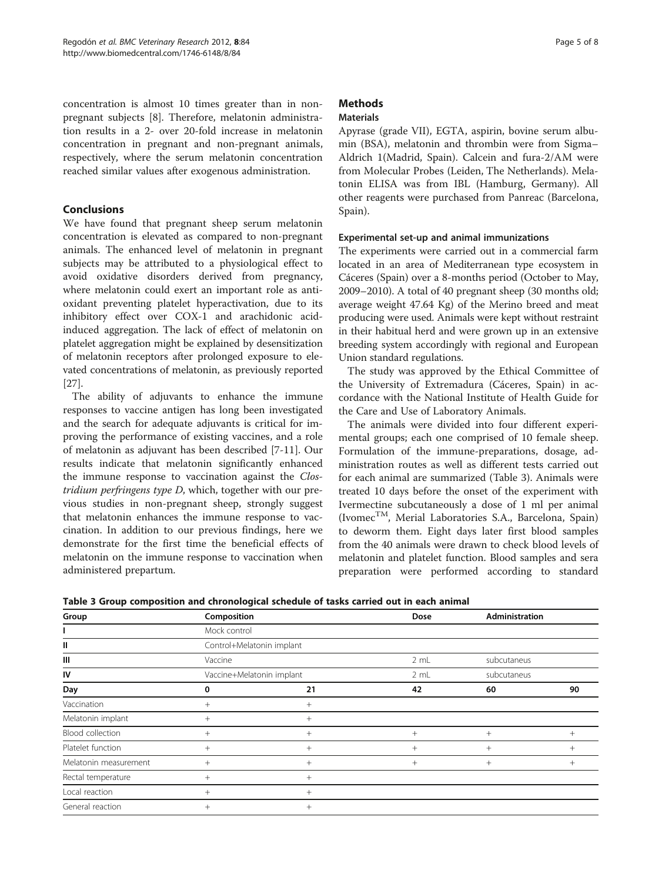concentration is almost 10 times greater than in non-pregnant subjects [8]. Therefore, melatonin administration results in a 2- over 20-fold increase in melatonin concentration in pregnant and non-pregnant animals, respectively, where the serum melatonin concentration reached similar values after exogenous administration.

## Conclusions

We have found that pregnant sheep serum melatonin concentration is elevated as compared to non-pregnant animals. The enhanced level of melatonin in pregnant subjects may be attributed to a physiological effect to avoid oxidative disorders derived from pregnancy, where melatonin could exert an important role as antioxidant preventing platelet hyperactivation, due to its inhibitory effect over COX-1 and arachidonic acid-induced aggregation. The lack of effect of melatonin on platelet aggregation might be explained by desensitization of melatonin receptors after prolonged exposure to elevated concentrations of melatonin, as previously reported [27].

The ability of adjuvants to enhance the immune responses to vaccine antigen has long been investigated and the search for adequate adjuvants is critical for improving the performance of existing vaccines, and a role of melatonin as adjuvant has been described [7-11]. Our results indicate that melatonin significantly enhanced the immune response to vaccination against the *Clostridium perfringens type D*, which, together with our previous studies in non-pregnant sheep, strongly suggest that melatonin enhances the immune response to vaccination. In addition to our previous findings, here we demonstrate for the first time the beneficial effects of melatonin on the immune response to vaccination when administered prepartum.

## Methods

### Materials

Apyrase (grade VII), EGTA, aspirin, bovine serum albumin (BSA), melatonin and thrombin were from Sigma–Aldrich 1(Madrid, Spain). Calcein and fura-2/AM were from Molecular Probes (Leiden, The Netherlands). Melatonin ELISA was from IBL (Hamburg, Germany). All other reagents were purchased from Panreac (Barcelona, Spain).

### Experimental set-up and animal immunizations

The experiments were carried out in a commercial farm located in an area of Mediterranean type ecosystem in Cáceres (Spain) over a 8-months period (October to May, 2009–2010). A total of 40 pregnant sheep (30 months old; average weight 47.64 Kg) of the Merino breed and meat producing were used. Animals were kept without restraint in their habitual herd and were grown up in an extensive breeding system accordingly with regional and European Union standard regulations.

The study was approved by the Ethical Committee of the University of Extremadura (Cáceres, Spain) in accordance with the National Institute of Health Guide for the Care and Use of Laboratory Animals.

The animals were divided into four different experimental groups; each one comprised of 10 female sheep. Formulation of the immune-preparations, dosage, administration routes as well as different tests carried out for each animal are summarized (Table 3). Animals were treated 10 days before the onset of the experiment with Ivermectine subcutaneously a dose of 1 ml per animal (Ivomec$^{TM}$, Merial Laboratories S.A., Barcelona, Spain) to deworm them. Eight days later first blood samples from the 40 animals were drawn to check blood levels of melatonin and platelet function. Blood samples and sera preparation were performed according to standard

**Table 3 Group composition and chronological schedule of tasks carried out in each animal**

| Group | Composition | | Dose | Administration | |
|---|---|---|---|---|---|
| I | Mock control | | | | |
| II | Control+Melatonin implant | | | | |
| III | Vaccine | | 2 mL | subcutaneus | |
| IV | Vaccine+Melatonin implant | | 2 mL | subcutaneus | |
| **Day** | **0** | **21** | **42** | **60** | **90** |
| Vaccination | + | + | | | |
| Melatonin implant | + | + | | | |
| Blood collection | + | + | + | + | + |
| Platelet function | + | + | + | + | + |
| Melatonin measurement | + | + | + | + | + |
| Rectal temperature | + | + | | | |
| Local reaction | + | + | | | |
| General reaction | + | + | | | |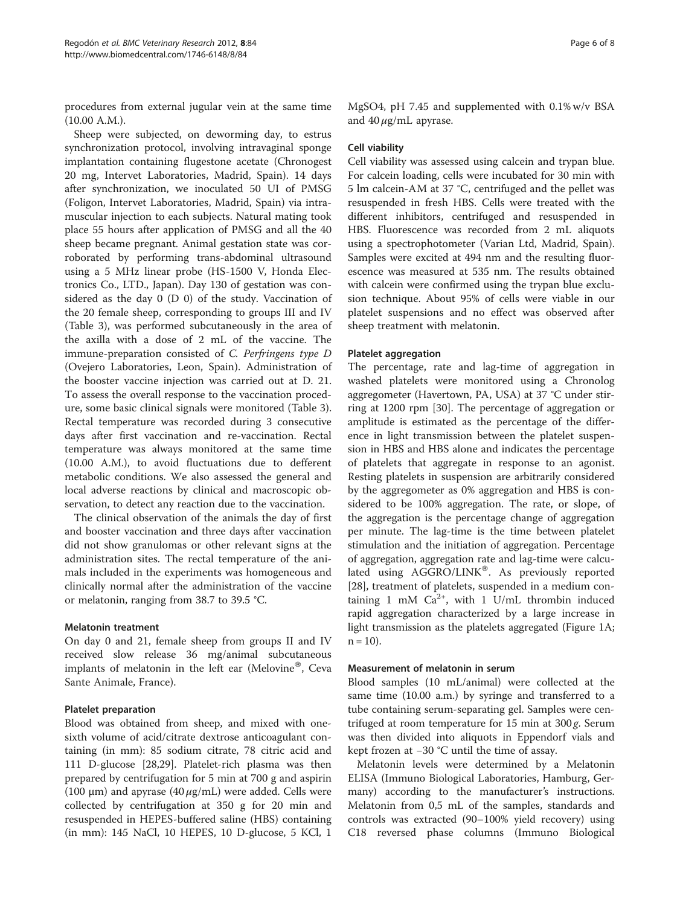procedures from external jugular vein at the same time (10.00 A.M.).

Sheep were subjected, on deworming day, to estrus synchronization protocol, involving intravaginal sponge implantation containing flugestone acetate (Chronogest 20 mg, Intervet Laboratories, Madrid, Spain). 14 days after synchronization, we inoculated 50 UI of PMSG (Foligon, Intervet Laboratories, Madrid, Spain) via intramuscular injection to each subjects. Natural mating took place 55 hours after application of PMSG and all the 40 sheep became pregnant. Animal gestation state was corroborated by performing trans-abdominal ultrasound using a 5 MHz linear probe (HS-1500 V, Honda Electronics Co., LTD., Japan). Day 130 of gestation was considered as the day 0 (D 0) of the study. Vaccination of the 20 female sheep, corresponding to groups III and IV (Table 3), was performed subcutaneously in the area of the axilla with a dose of 2 mL of the vaccine. The immune-preparation consisted of *C. Perfringens type D* (Ovejero Laboratories, Leon, Spain). Administration of the booster vaccine injection was carried out at D. 21. To assess the overall response to the vaccination procedure, some basic clinical signals were monitored (Table 3). Rectal temperature was recorded during 3 consecutive days after first vaccination and re-vaccination. Rectal temperature was always monitored at the same time (10.00 A.M.), to avoid fluctuations due to defferent metabolic conditions. We also assessed the general and local adverse reactions by clinical and macroscopic observation, to detect any reaction due to the vaccination.

The clinical observation of the animals the day of first and booster vaccination and three days after vaccination did not show granulomas or other relevant signs at the administration sites. The rectal temperature of the animals included in the experiments was homogeneous and clinically normal after the administration of the vaccine or melatonin, ranging from 38.7 to 39.5 °C.

### Melatonin treatment

On day 0 and 21, female sheep from groups II and IV received slow release 36 mg/animal subcutaneous implants of melatonin in the left ear (Melovine®, Ceva Sante Animale, France).

### Platelet preparation

Blood was obtained from sheep, and mixed with one-sixth volume of acid/citrate dextrose anticoagulant containing (in mm): 85 sodium citrate, 78 citric acid and 111 D-glucose [28,29]. Platelet-rich plasma was then prepared by centrifugation for 5 min at 700 g and aspirin (100 μm) and apyrase (40 $\mu$g/mL) were added. Cells were collected by centrifugation at 350 g for 20 min and resuspended in HEPES-buffered saline (HBS) containing (in mm): 145 NaCl, 10 HEPES, 10 D-glucose, 5 KCl, 1 MgSO4, pH 7.45 and supplemented with 0.1% w/v BSA and 40 $\mu$g/mL apyrase.

### Cell viability

Cell viability was assessed using calcein and trypan blue. For calcein loading, cells were incubated for 30 min with 5 lm calcein-AM at 37 °C, centrifuged and the pellet was resuspended in fresh HBS. Cells were treated with the different inhibitors, centrifuged and resuspended in HBS. Fluorescence was recorded from 2 mL aliquots using a spectrophotometer (Varian Ltd, Madrid, Spain). Samples were excited at 494 nm and the resulting fluorescence was measured at 535 nm. The results obtained with calcein were confirmed using the trypan blue exclusion technique. About 95% of cells were viable in our platelet suspensions and no effect was observed after sheep treatment with melatonin.

### Platelet aggregation

The percentage, rate and lag-time of aggregation in washed platelets were monitored using a Chronolog aggregometer (Havertown, PA, USA) at 37 °C under stirring at 1200 rpm [30]. The percentage of aggregation or amplitude is estimated as the percentage of the difference in light transmission between the platelet suspension in HBS and HBS alone and indicates the percentage of platelets that aggregate in response to an agonist. Resting platelets in suspension are arbitrarily considered by the aggregometer as 0% aggregation and HBS is considered to be 100% aggregation. The rate, or slope, of the aggregation is the percentage change of aggregation per minute. The lag-time is the time between platelet stimulation and the initiation of aggregation. Percentage of aggregation, aggregation rate and lag-time were calculated using AGGRO/LINK®. As previously reported [28], treatment of platelets, suspended in a medium containing 1 mM $Ca^{2+}$, with 1 U/mL thrombin induced rapid aggregation characterized by a large increase in light transmission as the platelets aggregated (Figure 1A; n = 10).

### Measurement of melatonin in serum

Blood samples (10 mL/animal) were collected at the same time (10.00 a.m.) by syringe and transferred to a tube containing serum-separating gel. Samples were centrifuged at room temperature for 15 min at 300 *g*. Serum was then divided into aliquots in Eppendorf vials and kept frozen at −30 °C until the time of assay.

Melatonin levels were determined by a Melatonin ELISA (Immuno Biological Laboratories, Hamburg, Germany) according to the manufacturer's instructions. Melatonin from 0,5 mL of the samples, standards and controls was extracted (90–100% yield recovery) using C18 reversed phase columns (Immuno Biological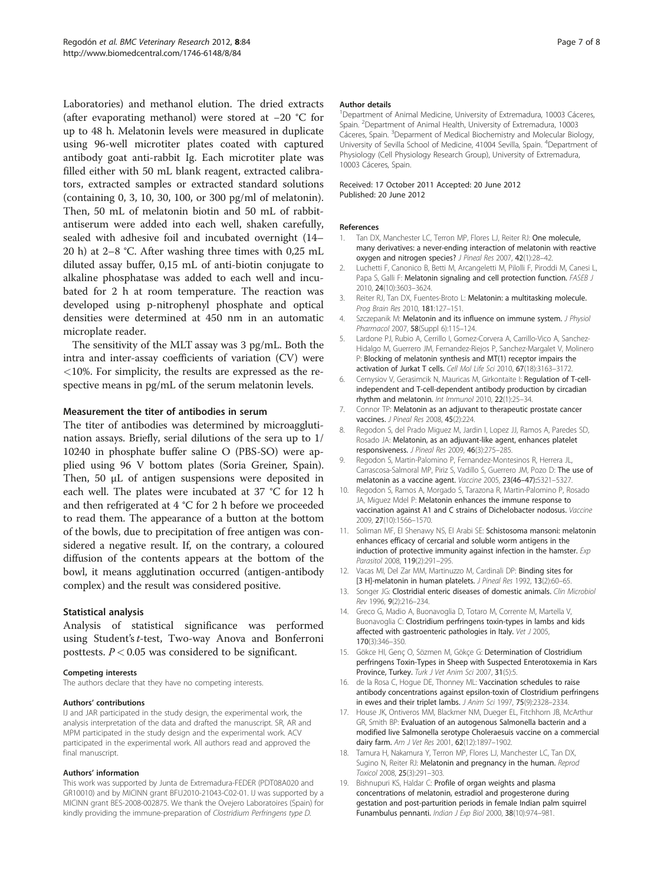Laboratories) and methanol elution. The dried extracts (after evaporating methanol) were stored at −20 °C for up to 48 h. Melatonin levels were measured in duplicate using 96-well microtiter plates coated with captured antibody goat anti-rabbit Ig. Each microtiter plate was filled either with 50 mL blank reagent, extracted calibrators, extracted samples or extracted standard solutions (containing 0, 3, 10, 30, 100, or 300 pg/ml of melatonin). Then, 50 mL of melatonin biotin and 50 mL of rabbit-antiserum were added into each well, shaken carefully, sealed with adhesive foil and incubated overnight (14–20 h) at 2–8 °C. After washing three times with 0,25 mL diluted assay buffer, 0,15 mL of anti-biotin conjugate to alkaline phosphatase was added to each well and incubated for 2 h at room temperature. The reaction was developed using p-nitrophenyl phosphate and optical densities were determined at 450 nm in an automatic microplate reader.

The sensitivity of the MLT assay was 3 pg/mL. Both the intra and inter-assay coefficients of variation (CV) were <10%. For simplicity, the results are expressed as the respective means in pg/mL of the serum melatonin levels.

### Measurement the titer of antibodies in serum

The titer of antibodies was determined by microagglutination assays. Briefly, serial dilutions of the sera up to 1/10240 in phosphate buffer saline O (PBS-SO) were applied using 96 V bottom plates (Soria Greiner, Spain). Then, 50 μL of antigen suspensions were deposited in each well. The plates were incubated at 37 °C for 12 h and then refrigerated at 4 °C for 2 h before we proceeded to read them. The appearance of a button at the bottom of the bowls, due to precipitation of free antigen was considered a negative result. If, on the contrary, a coloured diffusion of the contents appears at the bottom of the bowl, it means agglutination occurred (antigen-antibody complex) and the result was considered positive.

### Statistical analysis

Analysis of statistical significance was performed using Student's *t*-test, Two-way Anova and Bonferroni posttests. $P < 0.05$ was considered to be significant.

#### Competing interests

The authors declare that they have no competing interests.

#### Authors' contributions

IJ and JAR participated in the study design, the experimental work, the analysis interpretation of the data and drafted the manuscript. SR, AR and MPM participated in the study design and the experimental work. ACV participated in the experimental work. All authors read and approved the final manuscript.

#### Authors' information

This work was supported by Junta de Extremadura-FEDER (PDT08A020 and GR10010) and by MICINN grant BFU2010-21043-C02-01. IJ was supported by a MICINN grant BES-2008-002875. We thank the Ovejero Laboratoires (Spain) for kindly providing the immune-preparation of *Clostridium Perfringens type D.*

#### Author details

[1]Department of Animal Medicine, University of Extremadura, 10003 Cáceres, Spain. [2]Department of Animal Health, University of Extremadura, 10003 Cáceres, Spain. [3]Deparment of Medical Biochemistry and Molecular Biology, University of Sevilla School of Medicine, 41004 Sevilla, Spain. [4]Department of Physiology (Cell Physiology Research Group), University of Extremadura, 10003 Cáceres, Spain.

Received: 17 October 2011 Accepted: 20 June 2012
Published: 20 June 2012

#### References

1. Tan DX, Manchester LC, Terron MP, Flores LJ, Reiter RJ: One molecule, many derivatives: a never-ending interaction of melatonin with reactive oxygen and nitrogen species? *J Pineal Res* 2007, 42(1):28–42.
2. Luchetti F, Canonico B, Betti M, Arcangeletti M, Pilolli F, Piroddi M, Canesi L, Papa S, Galli F: Melatonin signaling and cell protection function. *FASEB J* 2010, 24(10):3603–3624.
3. Reiter RJ, Tan DX, Fuentes-Broto L: Melatonin: a multitasking molecule. *Prog Brain Res* 2010, 181:127–151.
4. Szczepanik M: Melatonin and its influence on immune system. *J Physiol Pharmacol* 2007, 58(Suppl 6):115–124.
5. Lardone PJ, Rubio A, Cerrillo I, Gomez-Corvera A, Carrillo-Vico A, Sanchez-Hidalgo M, Guerrero JM, Fernandez-Riejos P, Sanchez-Margalet V, Molinero P: Blocking of melatonin synthesis and MT(1) receptor impairs the activation of Jurkat T cells. *Cell Mol Life Sci* 2010, 67(18):3163–3172.
6. Cernysiov V, Gerasimcik N, Mauricas M, Girkontaite I: Regulation of T-cell-independent and T-cell-dependent antibody production by circadian rhythm and melatonin. *Int Immunol* 2010, 22(1):25–34.
7. Connor TP: Melatonin as an adjuvant to therapeutic prostate cancer vaccines. *J Pineal Res* 2008, 45(2):224.
8. Regodon S, del Prado Miguez M, Jardin I, Lopez JJ, Ramos A, Paredes SD, Rosado JA: Melatonin, as an adjuvant-like agent, enhances platelet responsiveness. *J Pineal Res* 2009, 46(3):275–285.
9. Regodon S, Martin-Palomino P, Fernandez-Montesinos R, Herrera JL, Carrascosa-Salmoral MP, Piriz S, Vadillo S, Guerrero JM, Pozo D: The use of melatonin as a vaccine agent. *Vaccine* 2005, 23(46–47):5321–5327.
10. Regodon S, Ramos A, Morgado S, Tarazona R, Martin-Palomino P, Rosado JA, Miguez Mdel P: Melatonin enhances the immune response to vaccination against A1 and C strains of Dichelobacter nodosus. *Vaccine* 2009, 27(10):1566–1570.
11. Soliman MF, El Shenawy NS, El Arabi SE: Schistosoma mansoni: melatonin enhances efficacy of cercarial and soluble worm antigens in the induction of protective immunity against infection in the hamster. *Exp Parasitol* 2008, 119(2):291–295.
12. Vacas MI, Del Zar MM, Martinuzzo M, Cardinali DP: Binding sites for [3 H]-melatonin in human platelets. *J Pineal Res* 1992, 13(2):60–65.
13. Songer JG: Clostridial enteric diseases of domestic animals. *Clin Microbiol Rev* 1996, 9(2):216–234.
14. Greco G, Madio A, Buonavoglia D, Totaro M, Corrente M, Martella V, Buonavoglia C: Clostridium perfringens toxin-types in lambs and kids affected with gastroenteric pathologies in Italy. *Vet J* 2005, 170(3):346–350.
15. Gökce HI, Genç O, Sözmen M, Gökçe G: Determination of Clostridium perfringens Toxin-Types in Sheep with Suspected Enterotoxemia in Kars Province, Turkey. *Turk J Vet Anim Sci* 2007, 31(5):5.
16. de la Rosa C, Hogue DE, Thonney ML: Vaccination schedules to raise antibody concentrations against epsilon-toxin of Clostridium perfringens in ewes and their triplet lambs. *J Anim Sci* 1997, 75(9):2328–2334.
17. House JK, Ontiveros MM, Blackmer NM, Dueger EL, Fitchhorn JB, McArthur GR, Smith BP: Evaluation of an autogenous Salmonella bacterin and a modified live Salmonella serotype Choleraesuis vaccine on a commercial dairy farm. *Am J Vet Res* 2001, 62(12):1897–1902.
18. Tamura H, Nakamura Y, Terron MP, Flores LJ, Manchester LC, Tan DX, Sugino N, Reiter RJ: Melatonin and pregnancy in the human. *Reprod Toxicol* 2008, 25(3):291–303.
19. Bishnupuri KS, Haldar C: Profile of organ weights and plasma concentrations of melatonin, estradiol and progesterone during gestation and post-parturition periods in female Indian palm squirrel Funambulus pennanti. *Indian J Exp Biol* 2000, 38(10):974–981.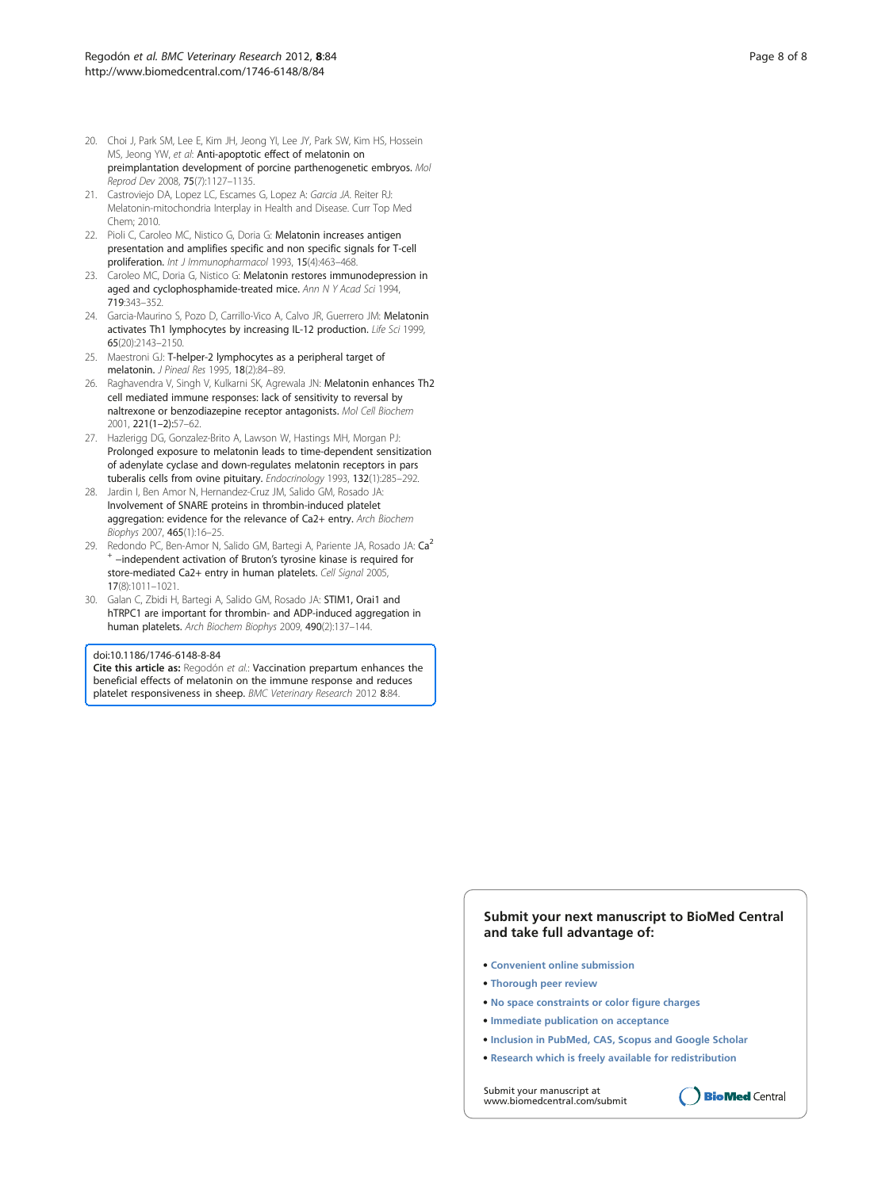20. Choi J, Park SM, Lee E, Kim JH, Jeong YI, Lee JY, Park SW, Kim HS, Hossein MS, Jeong YW, *et al*: **Anti-apoptotic effect of melatonin on preimplantation development of porcine parthenogenetic embryos.** *Mol Reprod Dev* 2008, **75**(7):1127–1135.
21. Castroviejo DA, Lopez LC, Escames G, Lopez A: *Garcia JA*. Reiter RJ: Melatonin-mitochondria Interplay in Health and Disease. Curr Top Med Chem; 2010.
22. Pioli C, Caroleo MC, Nistico G, Doria G: **Melatonin increases antigen presentation and amplifies specific and non specific signals for T-cell proliferation.** *Int J Immunopharmacol* 1993, **15**(4):463–468.
23. Caroleo MC, Doria G, Nistico G: **Melatonin restores immunodepression in aged and cyclophosphamide-treated mice.** *Ann N Y Acad Sci* 1994, **719**:343–352.
24. Garcia-Maurino S, Pozo D, Carrillo-Vico A, Calvo JR, Guerrero JM: **Melatonin activates Th1 lymphocytes by increasing IL-12 production.** *Life Sci* 1999, **65**(20):2143–2150.
25. Maestroni GJ: **T-helper-2 lymphocytes as a peripheral target of melatonin.** *J Pineal Res* 1995, **18**(2):84–89.
26. Raghavendra V, Singh V, Kulkarni SK, Agrewala JN: **Melatonin enhances Th2 cell mediated immune responses: lack of sensitivity to reversal by naltrexone or benzodiazepine receptor antagonists.** *Mol Cell Biochem* 2001, **221(1–2):**57–62.
27. Hazlerigg DG, Gonzalez-Brito A, Lawson W, Hastings MH, Morgan PJ: **Prolonged exposure to melatonin leads to time-dependent sensitization of adenylate cyclase and down-regulates melatonin receptors in pars tuberalis cells from ovine pituitary.** *Endocrinology* 1993, **132**(1):285–292.
28. Jardin I, Ben Amor N, Hernandez-Cruz JM, Salido GM, Rosado JA: **Involvement of SNARE proteins in thrombin-induced platelet aggregation: evidence for the relevance of Ca2+ entry.** *Arch Biochem Biophys* 2007, **465**(1):16–25.
29. Redondo PC, Ben-Amor N, Salido GM, Bartegi A, Pariente JA, Rosado JA: **$Ca^{2+}$ –independent activation of Bruton's tyrosine kinase is required for store-mediated Ca2+ entry in human platelets.** *Cell Signal* 2005, **17**(8):1011–1021.
30. Galan C, Zbidi H, Bartegi A, Salido GM, Rosado JA: **STIM1, Orai1 and hTRPC1 are important for thrombin- and ADP-induced aggregation in human platelets.** *Arch Biochem Biophys* 2009, **490**(2):137–144.

doi:10.1186/1746-6148-8-84
**Cite this article as:** Regodón *et al.*: Vaccination prepartum enhances the beneficial effects of melatonin on the immune response and reduces platelet responsiveness in sheep. *BMC Veterinary Research* 2012 **8**:84.